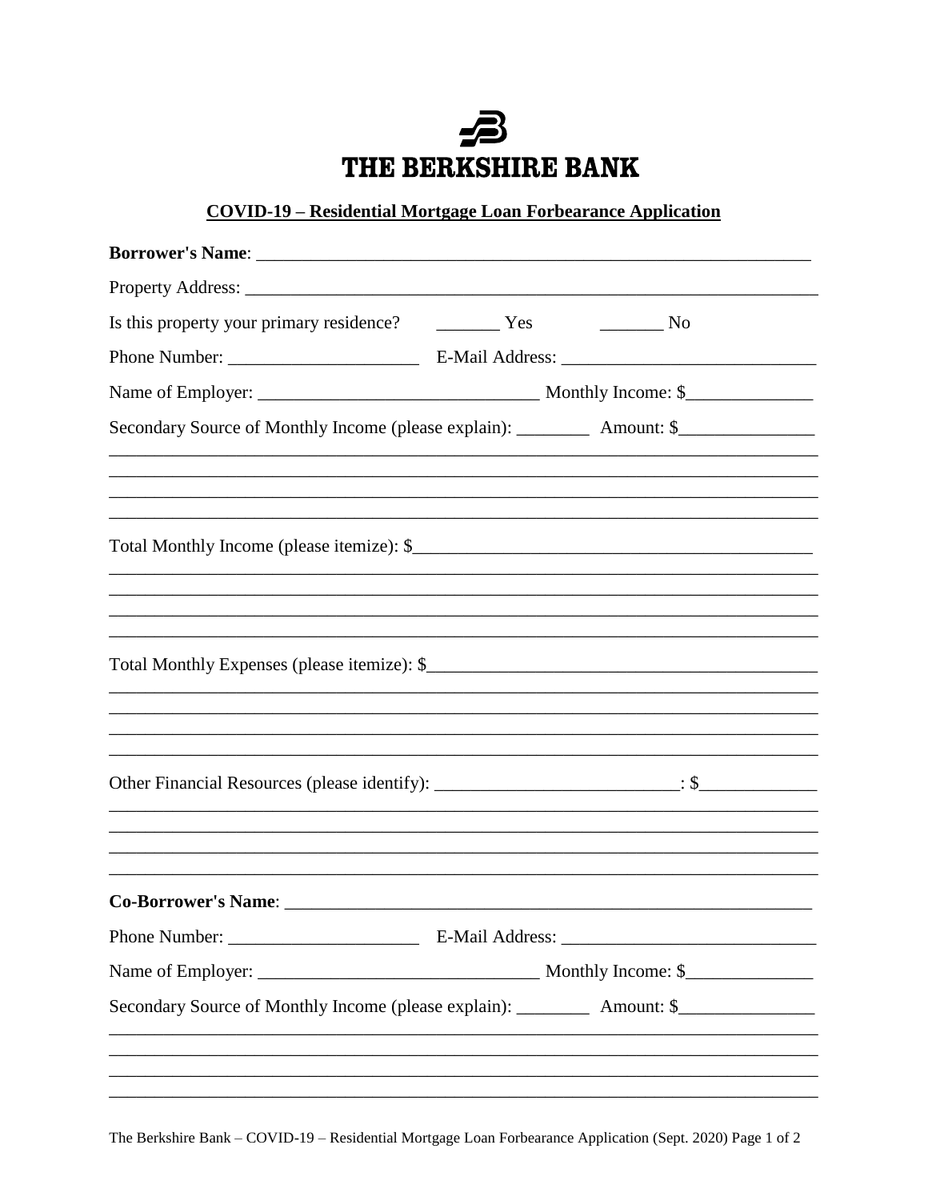# THE BERKSHIRE BANK

## COVID-19 – Residential Mortgage Loan Forbearance Application

**Borrower's Name**: ___________________________________________________________

Property Address: _____________________________________________________________

Is this property your primary residence? _______ Yes _______ No

Phone Number: _____________________ E-Mail Address: ____________________________

Name of Employer: ______________________________ Monthly Income: $______________

Secondary Source of Monthly Income (please explain): ________ Amount: $_______________

_____________________________________________________________________________

_____________________________________________________________________________

_____________________________________________________________________________

Total Monthly Income (please itemize): $_____________________________________________

_____________________________________________________________________________

_____________________________________________________________________________

_____________________________________________________________________________

_____________________________________________________________________________

Total Monthly Expenses (please itemize): $___________________________________________

_____________________________________________________________________________

_____________________________________________________________________________

_____________________________________________________________________________

_____________________________________________________________________________

Other Financial Resources (please identify): __________________________: $_____________

_____________________________________________________________________________

_____________________________________________________________________________

_____________________________________________________________________________

_____________________________________________________________________________

**Co-Borrower's Name**: ________________________________________________________

Phone Number: _____________________ E-Mail Address: ____________________________

Name of Employer: ______________________________ Monthly Income: $______________

Secondary Source of Monthly Income (please explain): ________ Amount: $_______________

_____________________________________________________________________________

_____________________________________________________________________________

_____________________________________________________________________________

_____________________________________________________________________________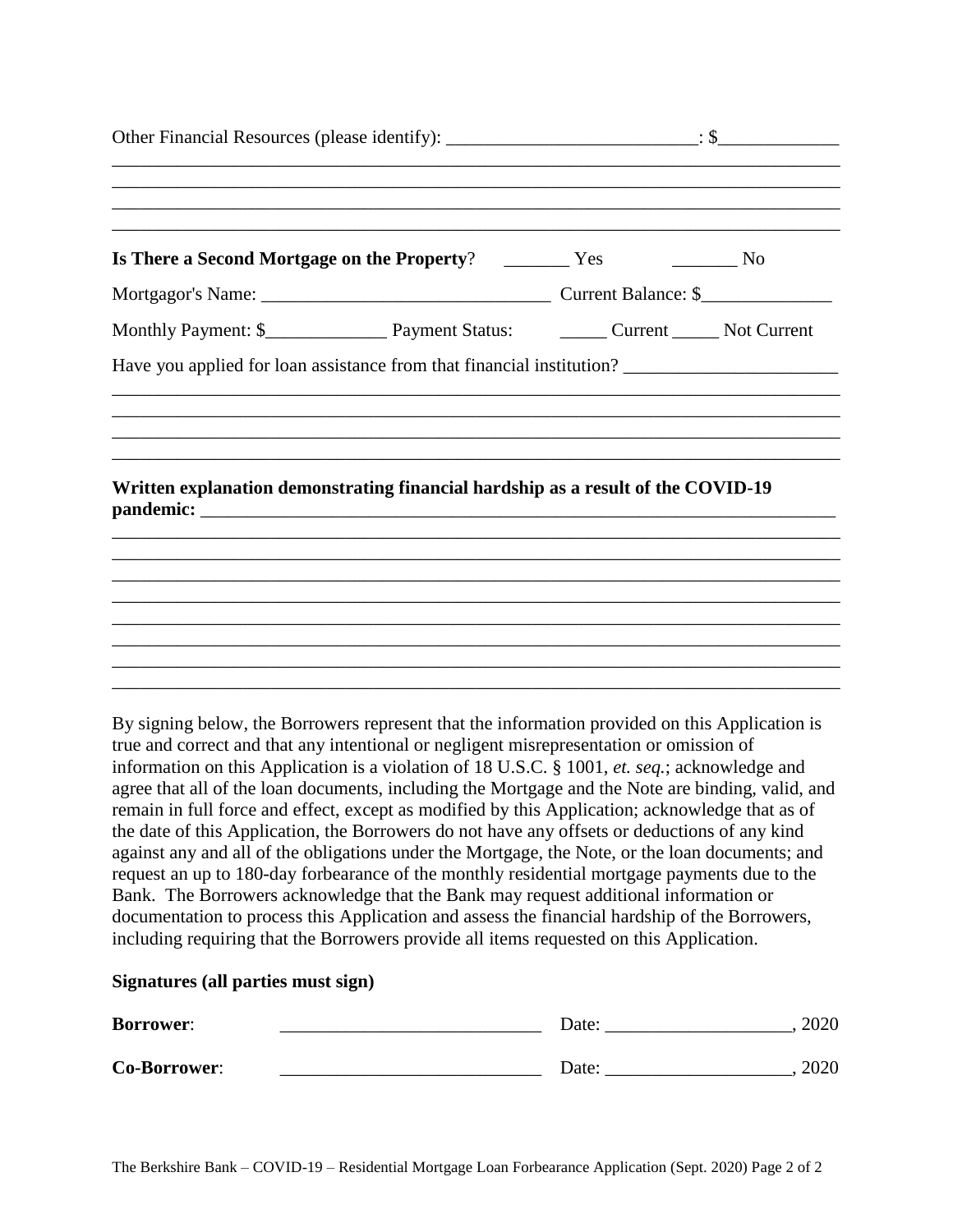Other Financial Resources (please identify): ___________________________: $_____________

________________________________________________________________________________
________________________________________________________________________________
________________________________________________________________________________
________________________________________________________________________________

**Is There a Second Mortgage on the Property**? _______ Yes _______ No

Mortgagor's Name: _______________________________ Current Balance: $______________

Monthly Payment: $_____________ Payment Status: _____ Current _____ Not Current

Have you applied for loan assistance from that financial institution? _______________________

________________________________________________________________________________
________________________________________________________________________________
________________________________________________________________________________
________________________________________________________________________________

**Written explanation demonstrating financial hardship as a result of the COVID-19 pandemic:** ______________________________________________________________________

________________________________________________________________________________
________________________________________________________________________________
________________________________________________________________________________
________________________________________________________________________________
________________________________________________________________________________
________________________________________________________________________________
________________________________________________________________________________
________________________________________________________________________________
________________________________________________________________________________

By signing below, the Borrowers represent that the information provided on this Application is true and correct and that any intentional or negligent misrepresentation or omission of information on this Application is a violation of 18 U.S.C. § 1001, *et. seq.*; acknowledge and agree that all of the loan documents, including the Mortgage and the Note are binding, valid, and remain in full force and effect, except as modified by this Application; acknowledge that as of the date of this Application, the Borrowers do not have any offsets or deductions of any kind against any and all of the obligations under the Mortgage, the Note, or the loan documents; and request an up to 180-day forbearance of the monthly residential mortgage payments due to the Bank. The Borrowers acknowledge that the Bank may request additional information or documentation to process this Application and assess the financial hardship of the Borrowers, including requiring that the Borrowers provide all items requested on this Application.

**Signatures (all parties must sign)**

**Borrower**: ____________________________ Date: ____________________, 2020

**Co-Borrower**: ____________________________ Date: ____________________, 2020